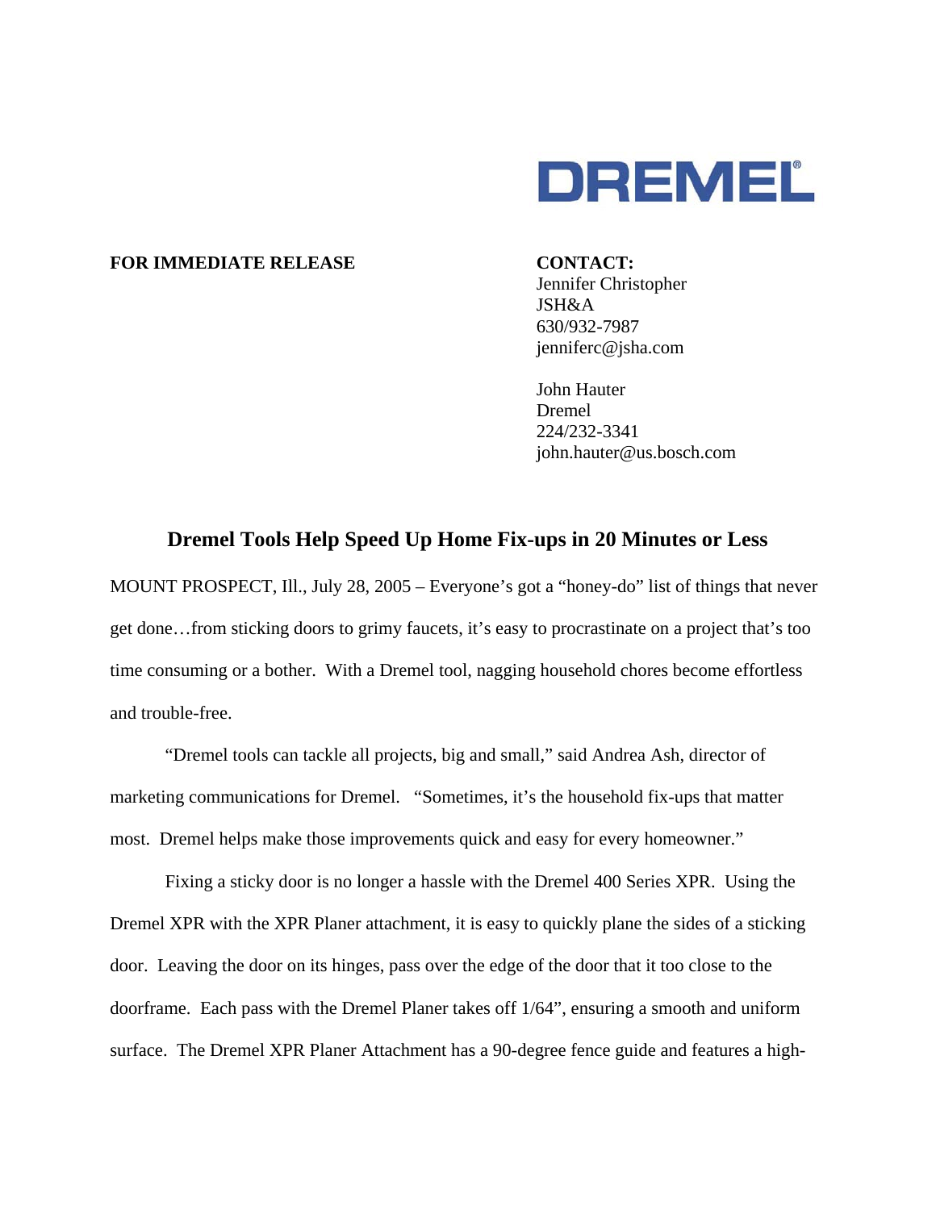DREMEL®

**FOR IMMEDIATE RELEASE**

**CONTACT:**
Jennifer Christopher
JSH&A
630/932-7987
jenniferc@jsha.com

John Hauter
Dremel
224/232-3341
john.hauter@us.bosch.com

## Dremel Tools Help Speed Up Home Fix-ups in 20 Minutes or Less

MOUNT PROSPECT, Ill., July 28, 2005 – Everyone's got a "honey-do" list of things that never get done…from sticking doors to grimy faucets, it's easy to procrastinate on a project that's too time consuming or a bother. With a Dremel tool, nagging household chores become effortless and trouble-free.

"Dremel tools can tackle all projects, big and small," said Andrea Ash, director of marketing communications for Dremel. "Sometimes, it's the household fix-ups that matter most. Dremel helps make those improvements quick and easy for every homeowner."

Fixing a sticky door is no longer a hassle with the Dremel 400 Series XPR. Using the Dremel XPR with the XPR Planer attachment, it is easy to quickly plane the sides of a sticking door. Leaving the door on its hinges, pass over the edge of the door that it too close to the doorframe. Each pass with the Dremel Planer takes off 1/64", ensuring a smooth and uniform surface. The Dremel XPR Planer Attachment has a 90-degree fence guide and features a high-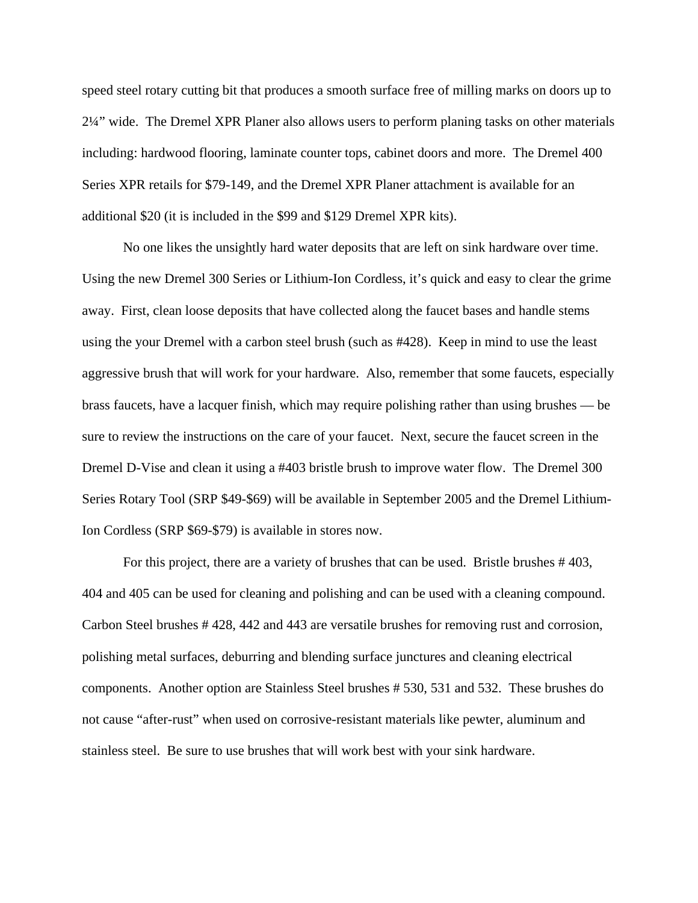speed steel rotary cutting bit that produces a smooth surface free of milling marks on doors up to 2¼" wide. The Dremel XPR Planer also allows users to perform planing tasks on other materials including: hardwood flooring, laminate counter tops, cabinet doors and more. The Dremel 400 Series XPR retails for $79-149, and the Dremel XPR Planer attachment is available for an additional $20 (it is included in the $99 and $129 Dremel XPR kits).

No one likes the unsightly hard water deposits that are left on sink hardware over time. Using the new Dremel 300 Series or Lithium-Ion Cordless, it's quick and easy to clear the grime away. First, clean loose deposits that have collected along the faucet bases and handle stems using the your Dremel with a carbon steel brush (such as #428). Keep in mind to use the least aggressive brush that will work for your hardware. Also, remember that some faucets, especially brass faucets, have a lacquer finish, which may require polishing rather than using brushes — be sure to review the instructions on the care of your faucet. Next, secure the faucet screen in the Dremel D-Vise and clean it using a #403 bristle brush to improve water flow. The Dremel 300 Series Rotary Tool (SRP $49-$69) will be available in September 2005 and the Dremel Lithium-Ion Cordless (SRP $69-$79) is available in stores now.

For this project, there are a variety of brushes that can be used. Bristle brushes # 403, 404 and 405 can be used for cleaning and polishing and can be used with a cleaning compound. Carbon Steel brushes # 428, 442 and 443 are versatile brushes for removing rust and corrosion, polishing metal surfaces, deburring and blending surface junctures and cleaning electrical components. Another option are Stainless Steel brushes # 530, 531 and 532. These brushes do not cause "after-rust" when used on corrosive-resistant materials like pewter, aluminum and stainless steel. Be sure to use brushes that will work best with your sink hardware.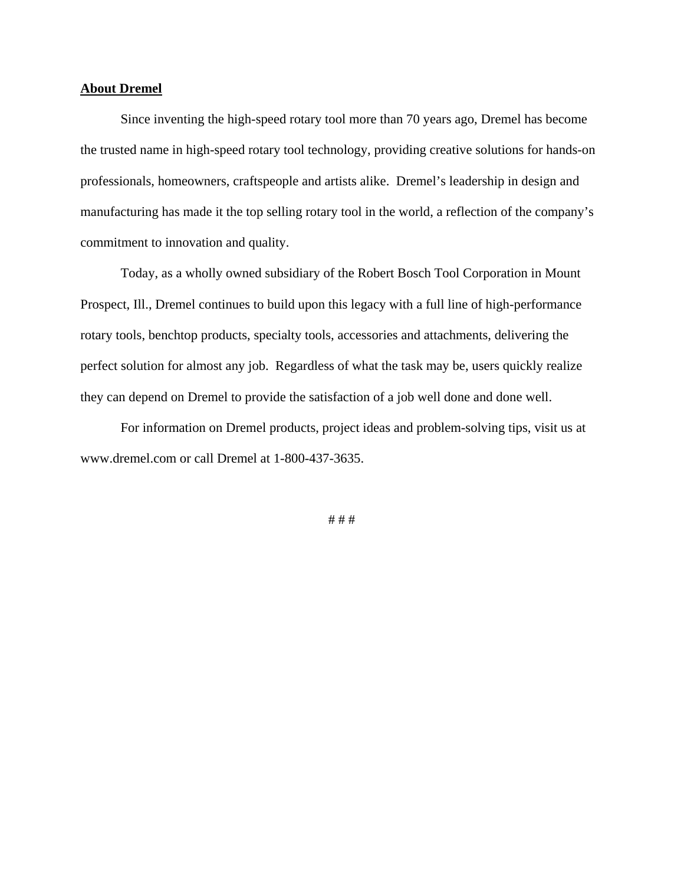**About Dremel**

Since inventing the high-speed rotary tool more than 70 years ago, Dremel has become the trusted name in high-speed rotary tool technology, providing creative solutions for hands-on professionals, homeowners, craftspeople and artists alike. Dremel's leadership in design and manufacturing has made it the top selling rotary tool in the world, a reflection of the company's commitment to innovation and quality.

Today, as a wholly owned subsidiary of the Robert Bosch Tool Corporation in Mount Prospect, Ill., Dremel continues to build upon this legacy with a full line of high-performance rotary tools, benchtop products, specialty tools, accessories and attachments, delivering the perfect solution for almost any job. Regardless of what the task may be, users quickly realize they can depend on Dremel to provide the satisfaction of a job well done and done well.

For information on Dremel products, project ideas and problem-solving tips, visit us at www.dremel.com or call Dremel at 1-800-437-3635.

# # #